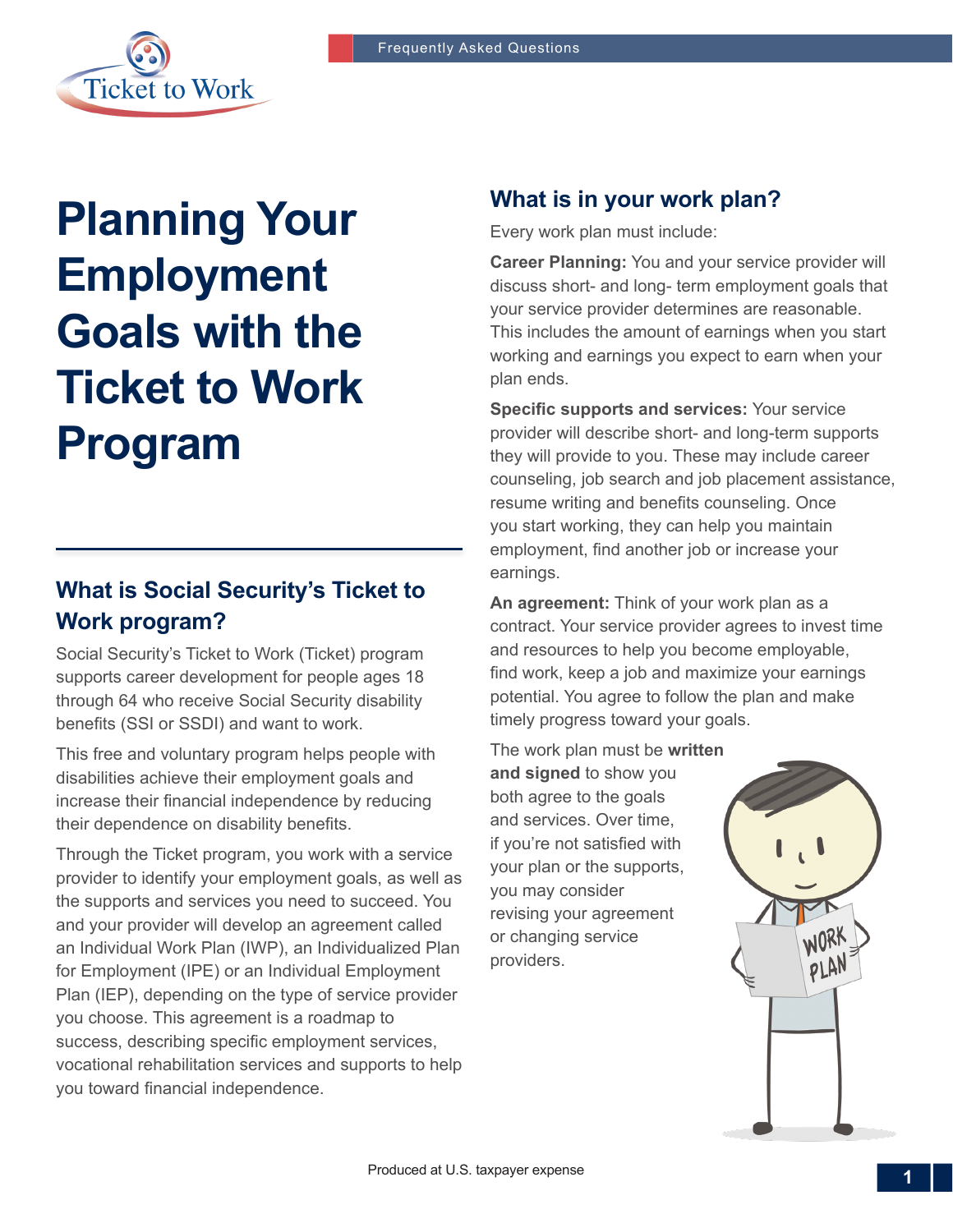# Planning Your Employment Goals with the Ticket to Work Program

## What is Social Security's Ticket to Work program?

Social Security's Ticket to Work (Ticket) program supports career development for people ages 18 through 64 who receive Social Security disability benefits (SSI or SSDI) and want to work.

This free and voluntary program helps people with disabilities achieve their employment goals and increase their financial independence by reducing their dependence on disability benefits.

Through the Ticket program, you work with a service provider to identify your employment goals, as well as the supports and services you need to succeed. You and your provider will develop an agreement called an Individual Work Plan (IWP), an Individualized Plan for Employment (IPE) or an Individual Employment Plan (IEP), depending on the type of service provider you choose. This agreement is a roadmap to success, describing specific employment services, vocational rehabilitation services and supports to help you toward financial independence.

## What is in your work plan?

Every work plan must include:

**Career Planning:** You and your service provider will discuss short- and long- term employment goals that your service provider determines are reasonable. This includes the amount of earnings when you start working and earnings you expect to earn when your plan ends.

**Specific supports and services:** Your service provider will describe short- and long-term supports they will provide to you. These may include career counseling, job search and job placement assistance, resume writing and benefits counseling. Once you start working, they can help you maintain employment, find another job or increase your earnings.

**An agreement:** Think of your work plan as a contract. Your service provider agrees to invest time and resources to help you become employable, find work, keep a job and maximize your earnings potential. You agree to follow the plan and make timely progress toward your goals.

The work plan must be **written and signed** to show you both agree to the goals and services. Over time, if you're not satisfied with your plan or the supports, you may consider revising your agreement or changing service providers.

Produced at U.S. taxpayer expense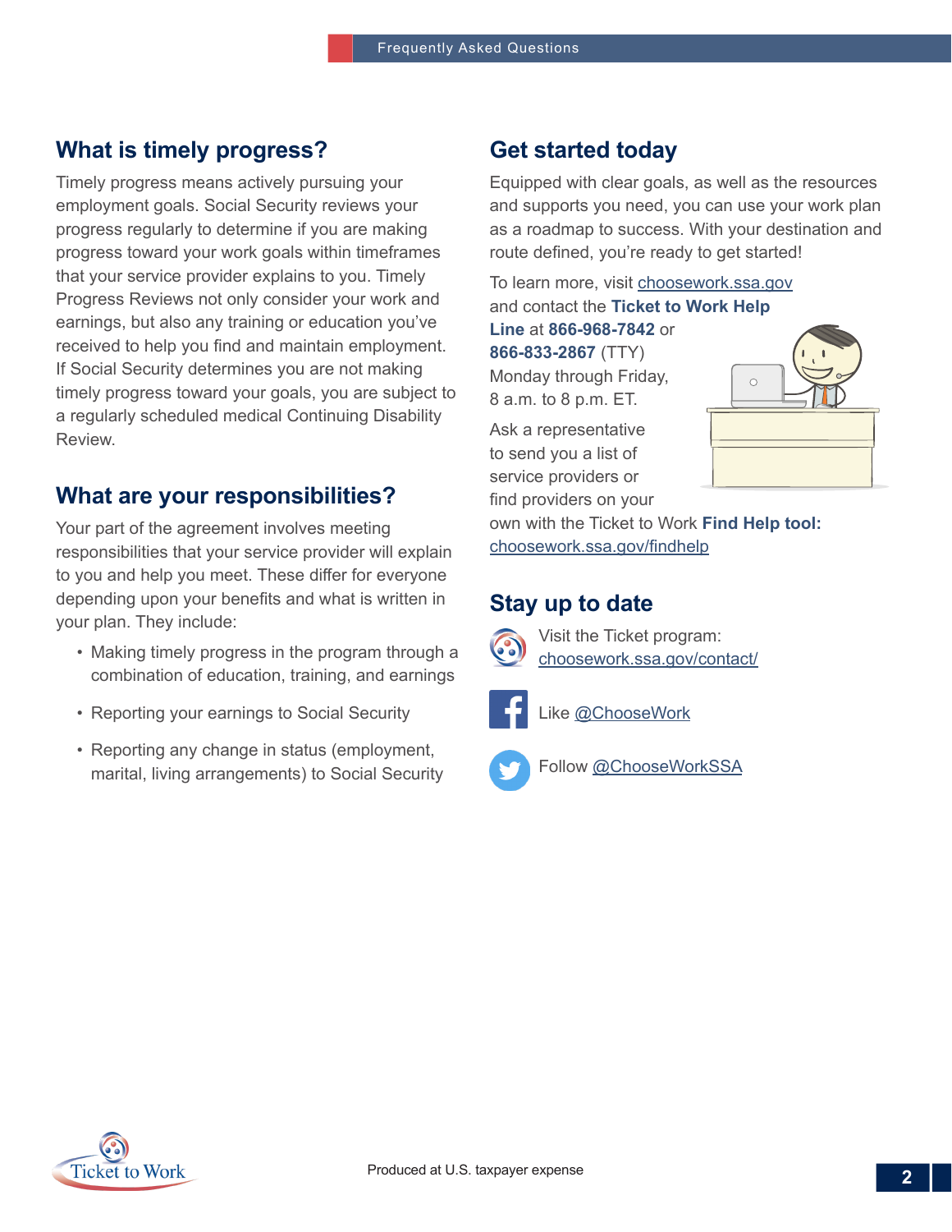## What is timely progress?

Timely progress means actively pursuing your employment goals. Social Security reviews your progress regularly to determine if you are making progress toward your work goals within timeframes that your service provider explains to you. Timely Progress Reviews not only consider your work and earnings, but also any training or education you've received to help you find and maintain employment. If Social Security determines you are not making timely progress toward your goals, you are subject to a regularly scheduled medical Continuing Disability Review.

## What are your responsibilities?

Your part of the agreement involves meeting responsibilities that your service provider will explain to you and help you meet. These differ for everyone depending upon your benefits and what is written in your plan. They include:

- Making timely progress in the program through a combination of education, training, and earnings
- Reporting your earnings to Social Security
- Reporting any change in status (employment, marital, living arrangements) to Social Security

## Get started today

Equipped with clear goals, as well as the resources and supports you need, you can use your work plan as a roadmap to success. With your destination and route defined, you're ready to get started!

To learn more, visit choosework.ssa.gov and contact the **Ticket to Work Help Line** at **866-968-7842** or **866-833-2867** (TTY) Monday through Friday, 8 a.m. to 8 p.m. ET.

Ask a representative to send you a list of service providers or find providers on your own with the Ticket to Work **Find Help tool:** choosework.ssa.gov/findhelp

## Stay up to date

Visit the Ticket program: choosework.ssa.gov/contact/

Like @ChooseWork

Follow @ChooseWorkSSA

Produced at U.S. taxpayer expense